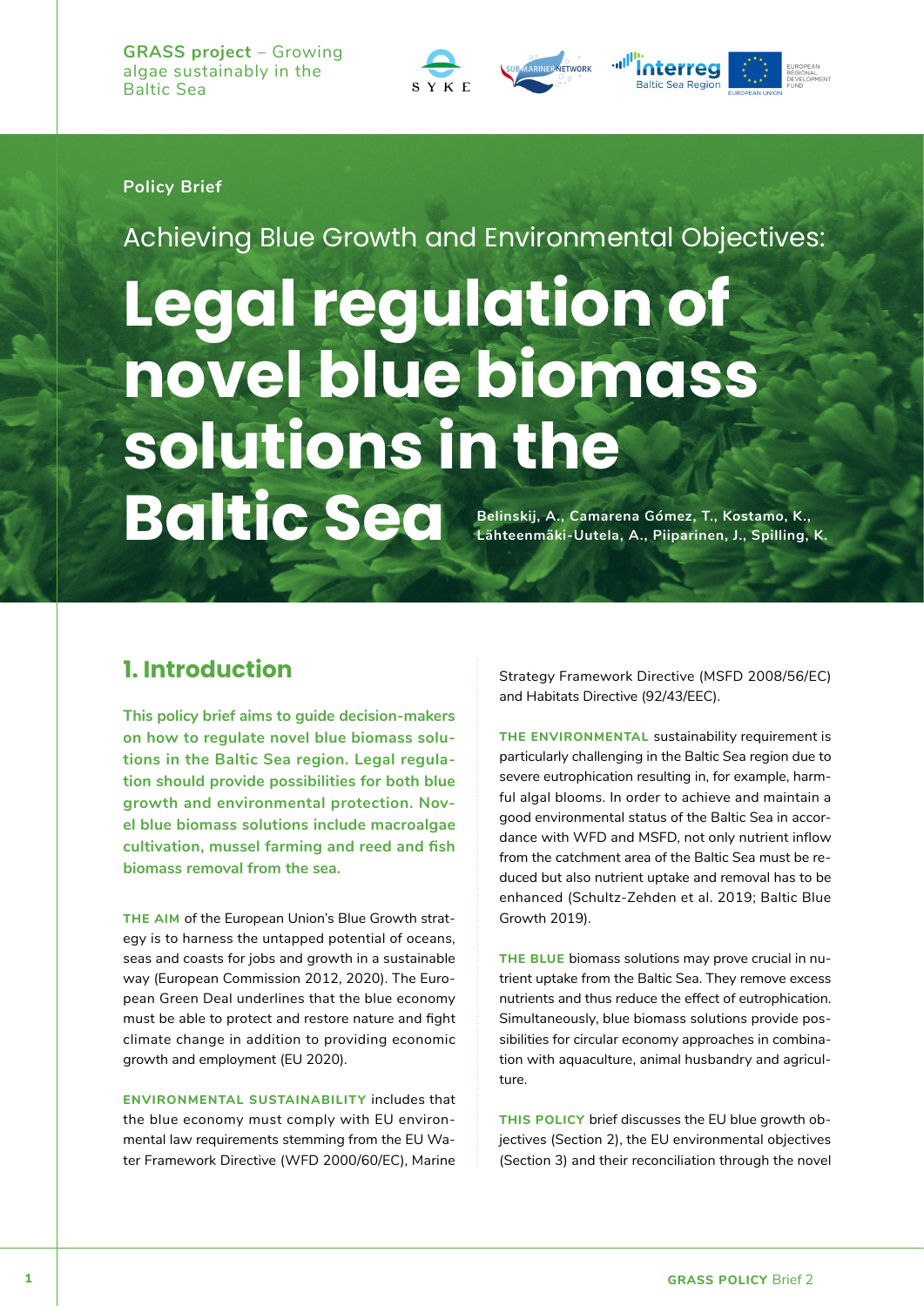GRASS project – Growing algae sustainably in the Baltic Sea

**Policy Brief**

Achieving Blue Growth and Environmental Objectives:

# Legal regulation of novel blue biomass solutions in the Baltic Sea

**Belinskij, A., Camarena Gómez, T., Kostamo, K., Lähteenmäki-Uutela, A., Piiparinen, J., Spilling, K.**

## 1. Introduction

**This policy brief aims to guide decision-makers on how to regulate novel blue biomass solutions in the Baltic Sea region. Legal regulation should provide possibilities for both blue growth and environmental protection. Novel blue biomass solutions include macroalgae cultivation, mussel farming and reed and fish biomass removal from the sea.**

**THE AIM** of the European Union's Blue Growth strategy is to harness the untapped potential of oceans, seas and coasts for jobs and growth in a sustainable way (European Commission 2012, 2020). The European Green Deal underlines that the blue economy must be able to protect and restore nature and fight climate change in addition to providing economic growth and employment (EU 2020).

**ENVIRONMENTAL SUSTAINABILITY** includes that the blue economy must comply with EU environmental law requirements stemming from the EU Water Framework Directive (WFD 2000/60/EC), Marine Strategy Framework Directive (MSFD 2008/56/EC) and Habitats Directive (92/43/EEC).

**THE ENVIRONMENTAL** sustainability requirement is particularly challenging in the Baltic Sea region due to severe eutrophication resulting in, for example, harmful algal blooms. In order to achieve and maintain a good environmental status of the Baltic Sea in accordance with WFD and MSFD, not only nutrient inflow from the catchment area of the Baltic Sea must be reduced but also nutrient uptake and removal has to be enhanced (Schultz-Zehden et al. 2019; Baltic Blue Growth 2019).

**THE BLUE** biomass solutions may prove crucial in nutrient uptake from the Baltic Sea. They remove excess nutrients and thus reduce the effect of eutrophication. Simultaneously, blue biomass solutions provide possibilities for circular economy approaches in combination with aquaculture, animal husbandry and agriculture.

**THIS POLICY** brief discusses the EU blue growth objectives (Section 2), the EU environmental objectives (Section 3) and their reconciliation through the novel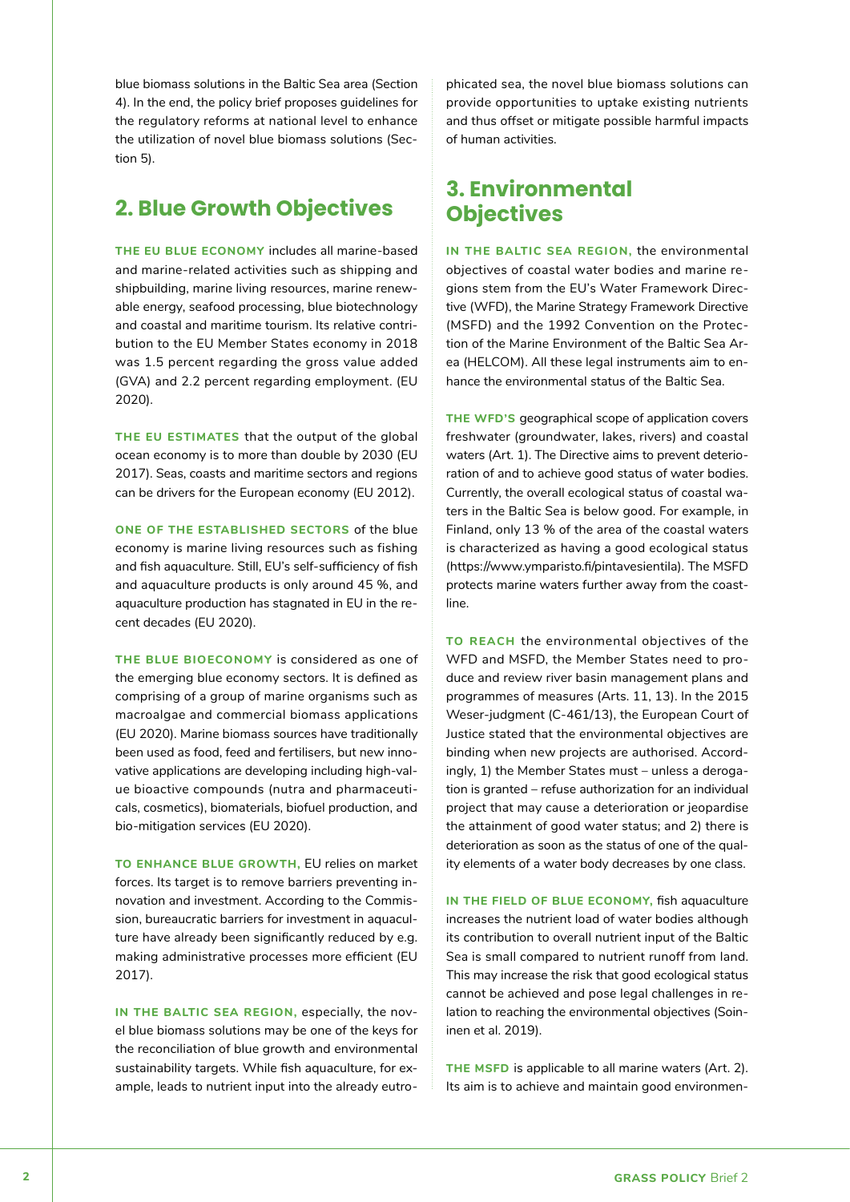blue biomass solutions in the Baltic Sea area (Section 4). In the end, the policy brief proposes guidelines for the regulatory reforms at national level to enhance the utilization of novel blue biomass solutions (Section 5).

## 2. Blue Growth Objectives

**THE EU BLUE ECONOMY** includes all marine-based and marine-related activities such as shipping and shipbuilding, marine living resources, marine renewable energy, seafood processing, blue biotechnology and coastal and maritime tourism. Its relative contribution to the EU Member States economy in 2018 was 1.5 percent regarding the gross value added (GVA) and 2.2 percent regarding employment. (EU 2020).

**THE EU ESTIMATES** that the output of the global ocean economy is to more than double by 2030 (EU 2017). Seas, coasts and maritime sectors and regions can be drivers for the European economy (EU 2012).

**ONE OF THE ESTABLISHED SECTORS** of the blue economy is marine living resources such as fishing and fish aquaculture. Still, EU's self-sufficiency of fish and aquaculture products is only around 45 %, and aquaculture production has stagnated in EU in the recent decades (EU 2020).

**THE BLUE BIOECONOMY** is considered as one of the emerging blue economy sectors. It is defined as comprising of a group of marine organisms such as macroalgae and commercial biomass applications (EU 2020). Marine biomass sources have traditionally been used as food, feed and fertilisers, but new innovative applications are developing including high-value bioactive compounds (nutra and pharmaceuticals, cosmetics), biomaterials, biofuel production, and bio-mitigation services (EU 2020).

**TO ENHANCE BLUE GROWTH,** EU relies on market forces. Its target is to remove barriers preventing innovation and investment. According to the Commission, bureaucratic barriers for investment in aquaculture have already been significantly reduced by e.g. making administrative processes more efficient (EU 2017).

**IN THE BALTIC SEA REGION,** especially, the novel blue biomass solutions may be one of the keys for the reconciliation of blue growth and environmental sustainability targets. While fish aquaculture, for example, leads to nutrient input into the already eutrophicated sea, the novel blue biomass solutions can provide opportunities to uptake existing nutrients and thus offset or mitigate possible harmful impacts of human activities.

## 3. Environmental Objectives

**IN THE BALTIC SEA REGION,** the environmental objectives of coastal water bodies and marine regions stem from the EU's Water Framework Directive (WFD), the Marine Strategy Framework Directive (MSFD) and the 1992 Convention on the Protection of the Marine Environment of the Baltic Sea Area (HELCOM). All these legal instruments aim to enhance the environmental status of the Baltic Sea.

**THE WFD'S** geographical scope of application covers freshwater (groundwater, lakes, rivers) and coastal waters (Art. 1). The Directive aims to prevent deterioration of and to achieve good status of water bodies. Currently, the overall ecological status of coastal waters in the Baltic Sea is below good. For example, in Finland, only 13 % of the area of the coastal waters is characterized as having a good ecological status (https://www.ymparisto.fi/pintavesientila). The MSFD protects marine waters further away from the coastline.

**TO REACH** the environmental objectives of the WFD and MSFD, the Member States need to produce and review river basin management plans and programmes of measures (Arts. 11, 13). In the 2015 Weser-judgment (C-461/13), the European Court of Justice stated that the environmental objectives are binding when new projects are authorised. Accordingly, 1) the Member States must – unless a derogation is granted – refuse authorization for an individual project that may cause a deterioration or jeopardise the attainment of good water status; and 2) there is deterioration as soon as the status of one of the quality elements of a water body decreases by one class.

**IN THE FIELD OF BLUE ECONOMY,** fish aquaculture increases the nutrient load of water bodies although its contribution to overall nutrient input of the Baltic Sea is small compared to nutrient runoff from land. This may increase the risk that good ecological status cannot be achieved and pose legal challenges in relation to reaching the environmental objectives (Soininen et al. 2019).

**THE MSFD** is applicable to all marine waters (Art. 2). Its aim is to achieve and maintain good environmen-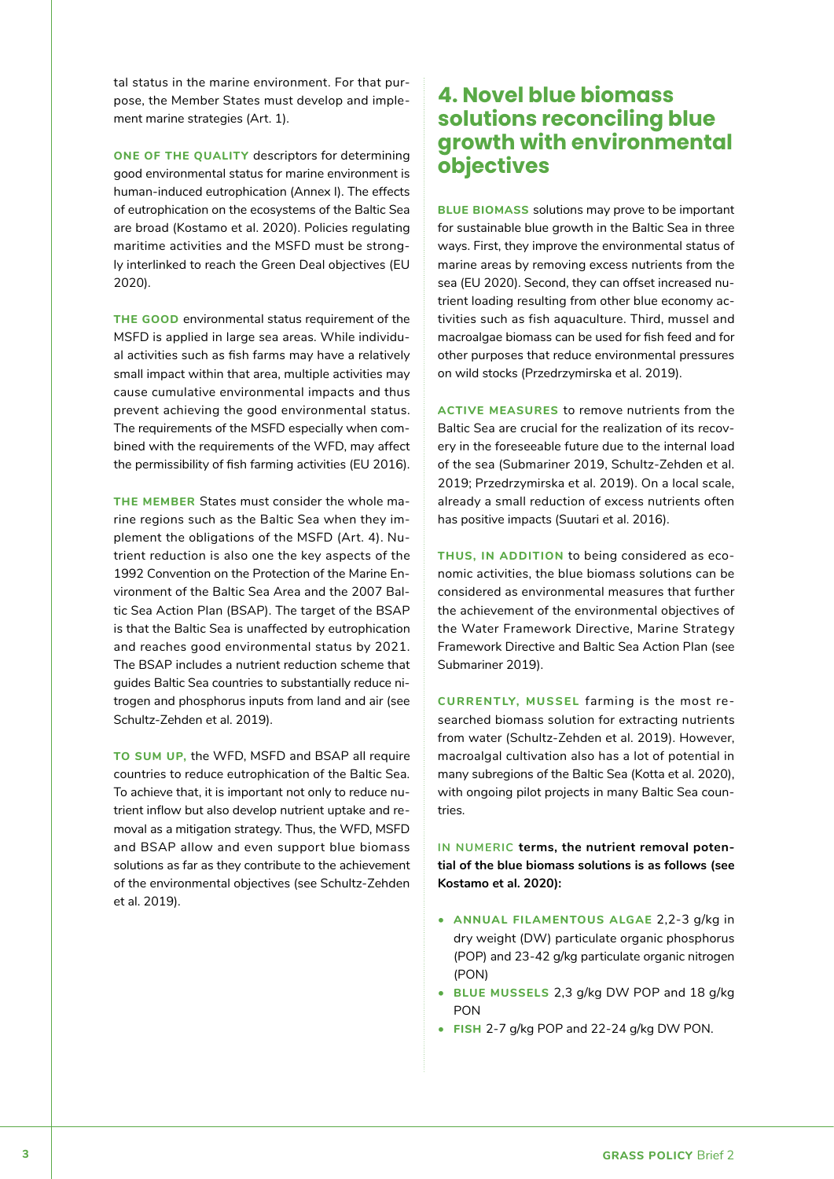tal status in the marine environment. For that purpose, the Member States must develop and implement marine strategies (Art. 1).

**ONE OF THE QUALITY** descriptors for determining good environmental status for marine environment is human-induced eutrophication (Annex I). The effects of eutrophication on the ecosystems of the Baltic Sea are broad (Kostamo et al. 2020). Policies regulating maritime activities and the MSFD must be strongly interlinked to reach the Green Deal objectives (EU 2020).

**THE GOOD** environmental status requirement of the MSFD is applied in large sea areas. While individual activities such as fish farms may have a relatively small impact within that area, multiple activities may cause cumulative environmental impacts and thus prevent achieving the good environmental status. The requirements of the MSFD especially when combined with the requirements of the WFD, may affect the permissibility of fish farming activities (EU 2016).

**THE MEMBER** States must consider the whole marine regions such as the Baltic Sea when they implement the obligations of the MSFD (Art. 4). Nutrient reduction is also one the key aspects of the 1992 Convention on the Protection of the Marine Environment of the Baltic Sea Area and the 2007 Baltic Sea Action Plan (BSAP). The target of the BSAP is that the Baltic Sea is unaffected by eutrophication and reaches good environmental status by 2021. The BSAP includes a nutrient reduction scheme that guides Baltic Sea countries to substantially reduce nitrogen and phosphorus inputs from land and air (see Schultz-Zehden et al. 2019).

**TO SUM UP,** the WFD, MSFD and BSAP all require countries to reduce eutrophication of the Baltic Sea. To achieve that, it is important not only to reduce nutrient inflow but also develop nutrient uptake and removal as a mitigation strategy. Thus, the WFD, MSFD and BSAP allow and even support blue biomass solutions as far as they contribute to the achievement of the environmental objectives (see Schultz-Zehden et al. 2019).

## 4. Novel blue biomass solutions reconciling blue growth with environmental objectives

**BLUE BIOMASS** solutions may prove to be important for sustainable blue growth in the Baltic Sea in three ways. First, they improve the environmental status of marine areas by removing excess nutrients from the sea (EU 2020). Second, they can offset increased nutrient loading resulting from other blue economy activities such as fish aquaculture. Third, mussel and macroalgae biomass can be used for fish feed and for other purposes that reduce environmental pressures on wild stocks (Przedrzymirska et al. 2019).

**ACTIVE MEASURES** to remove nutrients from the Baltic Sea are crucial for the realization of its recovery in the foreseeable future due to the internal load of the sea (Submariner 2019, Schultz-Zehden et al. 2019; Przedrzymirska et al. 2019). On a local scale, already a small reduction of excess nutrients often has positive impacts (Suutari et al. 2016).

**THUS, IN ADDITION** to being considered as economic activities, the blue biomass solutions can be considered as environmental measures that further the achievement of the environmental objectives of the Water Framework Directive, Marine Strategy Framework Directive and Baltic Sea Action Plan (see Submariner 2019).

**CURRENTLY, MUSSEL** farming is the most researched biomass solution for extracting nutrients from water (Schultz-Zehden et al. 2019). However, macroalgal cultivation also has a lot of potential in many subregions of the Baltic Sea (Kotta et al. 2020), with ongoing pilot projects in many Baltic Sea countries.

**IN NUMERIC terms, the nutrient removal potential of the blue biomass solutions is as follows (see Kostamo et al. 2020):**

- **ANNUAL FILAMENTOUS ALGAE** 2,2-3 g/kg in dry weight (DW) particulate organic phosphorus (POP) and 23-42 g/kg particulate organic nitrogen (PON)
- **BLUE MUSSELS** 2,3 g/kg DW POP and 18 g/kg PON
- **FISH** 2-7 g/kg POP and 22-24 g/kg DW PON.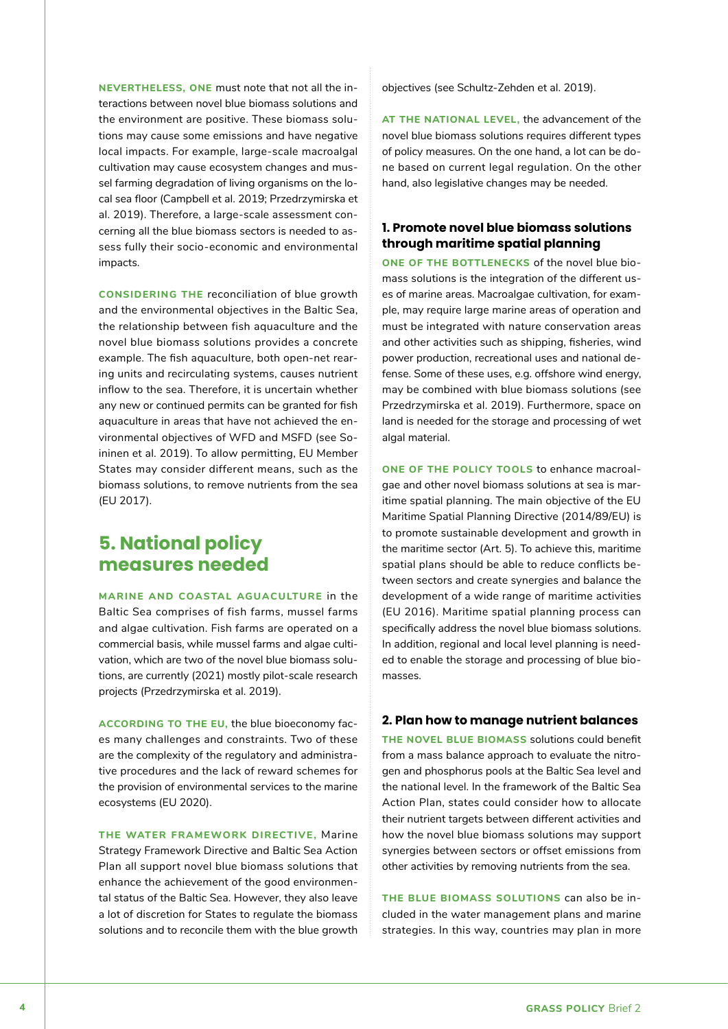**NEVERTHELESS, ONE** must note that not all the interactions between novel blue biomass solutions and the environment are positive. These biomass solutions may cause some emissions and have negative local impacts. For example, large-scale macroalgal cultivation may cause ecosystem changes and mussel farming degradation of living organisms on the local sea floor (Campbell et al. 2019; Przedrzymirska et al. 2019). Therefore, a large-scale assessment concerning all the blue biomass sectors is needed to assess fully their socio-economic and environmental impacts.

**CONSIDERING THE** reconciliation of blue growth and the environmental objectives in the Baltic Sea, the relationship between fish aquaculture and the novel blue biomass solutions provides a concrete example. The fish aquaculture, both open-net rearing units and recirculating systems, causes nutrient inflow to the sea. Therefore, it is uncertain whether any new or continued permits can be granted for fish aquaculture in areas that have not achieved the environmental objectives of WFD and MSFD (see Soininen et al. 2019). To allow permitting, EU Member States may consider different means, such as the biomass solutions, to remove nutrients from the sea (EU 2017).

## 5. National policy measures needed

**MARINE AND COASTAL AGUACULTURE** in the Baltic Sea comprises of fish farms, mussel farms and algae cultivation. Fish farms are operated on a commercial basis, while mussel farms and algae cultivation, which are two of the novel blue biomass solutions, are currently (2021) mostly pilot-scale research projects (Przedrzymirska et al. 2019).

**ACCORDING TO THE EU,** the blue bioeconomy faces many challenges and constraints. Two of these are the complexity of the regulatory and administrative procedures and the lack of reward schemes for the provision of environmental services to the marine ecosystems (EU 2020).

**THE WATER FRAMEWORK DIRECTIVE,** Marine Strategy Framework Directive and Baltic Sea Action Plan all support novel blue biomass solutions that enhance the achievement of the good environmental status of the Baltic Sea. However, they also leave a lot of discretion for States to regulate the biomass solutions and to reconcile them with the blue growth objectives (see Schultz-Zehden et al. 2019).

**AT THE NATIONAL LEVEL,** the advancement of the novel blue biomass solutions requires different types of policy measures. On the one hand, a lot can be done based on current legal regulation. On the other hand, also legislative changes may be needed.

### 1. Promote novel blue biomass solutions through maritime spatial planning

**ONE OF THE BOTTLENECKS** of the novel blue biomass solutions is the integration of the different uses of marine areas. Macroalgae cultivation, for example, may require large marine areas of operation and must be integrated with nature conservation areas and other activities such as shipping, fisheries, wind power production, recreational uses and national defense. Some of these uses, e.g. offshore wind energy, may be combined with blue biomass solutions (see Przedrzymirska et al. 2019). Furthermore, space on land is needed for the storage and processing of wet algal material.

**ONE OF THE POLICY TOOLS** to enhance macroalgae and other novel blue biomass solutions at sea is maritime spatial planning. The main objective of the EU Maritime Spatial Planning Directive (2014/89/EU) is to promote sustainable development and growth in the maritime sector (Art. 5). To achieve this, maritime spatial plans should be able to reduce conflicts between sectors and create synergies and balance the development of a wide range of maritime activities (EU 2016). Maritime spatial planning process can specifically address the novel blue biomass solutions. In addition, regional and local level planning is needed to enable the storage and processing of blue biomasses.

### 2. Plan how to manage nutrient balances

**THE NOVEL BLUE BIOMASS** solutions could benefit from a mass balance approach to evaluate the nitrogen and phosphorus pools at the Baltic Sea level and the national level. In the framework of the Baltic Sea Action Plan, states could consider how to allocate their nutrient targets between different activities and how the novel blue biomass solutions may support synergies between sectors or offset emissions from other activities by removing nutrients from the sea.

**THE BLUE BIOMASS SOLUTIONS** can also be included in the water management plans and marine strategies. In this way, countries may plan in more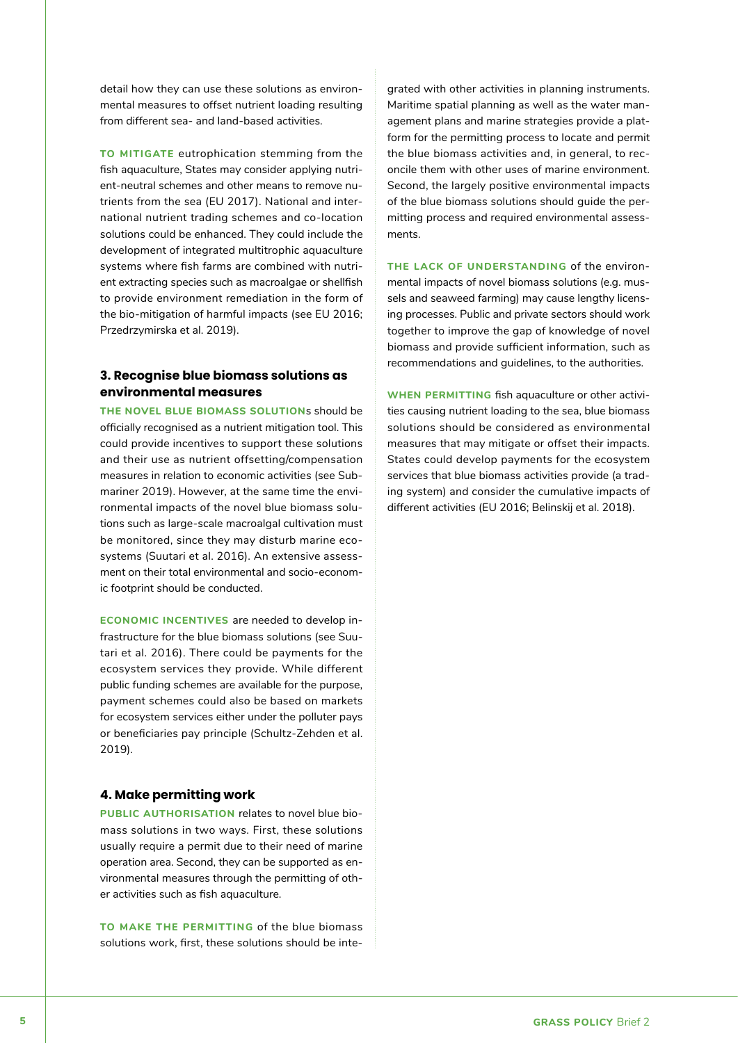detail how they can use these solutions as environmental measures to offset nutrient loading resulting from different sea- and land-based activities.

**TO MITIGATE** eutrophication stemming from the fish aquaculture, States may consider applying nutrient-neutral schemes and other means to remove nutrients from the sea (EU 2017). National and international nutrient trading schemes and co-location solutions could be enhanced. They could include the development of integrated multitrophic aquaculture systems where fish farms are combined with nutrient extracting species such as macroalgae or shellfish to provide environment remediation in the form of the bio-mitigation of harmful impacts (see EU 2016; Przedrzymirska et al. 2019).

### 3. Recognise blue biomass solutions as environmental measures

**THE NOVEL BLUE BIOMASS SOLUTION**s should be officially recognised as a nutrient mitigation tool. This could provide incentives to support these solutions and their use as nutrient offsetting/compensation measures in relation to economic activities (see Submariner 2019). However, at the same time the environmental impacts of the novel blue biomass solutions such as large-scale macroalgal cultivation must be monitored, since they may disturb marine ecosystems (Suutari et al. 2016). An extensive assessment on their total environmental and socio-economic footprint should be conducted.

**ECONOMIC INCENTIVES** are needed to develop infrastructure for the blue biomass solutions (see Suutari et al. 2016). There could be payments for the ecosystem services they provide. While different public funding schemes are available for the purpose, payment schemes could also be based on markets for ecosystem services either under the polluter pays or beneficiaries pay principle (Schultz-Zehden et al. 2019).

### 4. Make permitting work

**PUBLIC AUTHORISATION** relates to novel blue biomass solutions in two ways. First, these solutions usually require a permit due to their need of marine operation area. Second, they can be supported as environmental measures through the permitting of other activities such as fish aquaculture.

**TO MAKE THE PERMITTING** of the blue biomass solutions work, first, these solutions should be integrated with other activities in planning instruments. Maritime spatial planning as well as the water management plans and marine strategies provide a platform for the permitting process to locate and permit the blue biomass activities and, in general, to reconcile them with other uses of marine environment. Second, the largely positive environmental impacts of the blue biomass solutions should guide the permitting process and required environmental assessments.

**THE LACK OF UNDERSTANDING** of the environmental impacts of novel biomass solutions (e.g. mussels and seaweed farming) may cause lengthy licensing processes. Public and private sectors should work together to improve the gap of knowledge of novel biomass and provide sufficient information, such as recommendations and guidelines, to the authorities.

**WHEN PERMITTING** fish aquaculture or other activities causing nutrient loading to the sea, blue biomass solutions should be considered as environmental measures that may mitigate or offset their impacts. States could develop payments for the ecosystem services that blue biomass activities provide (a trading system) and consider the cumulative impacts of different activities (EU 2016; Belinskij et al. 2018).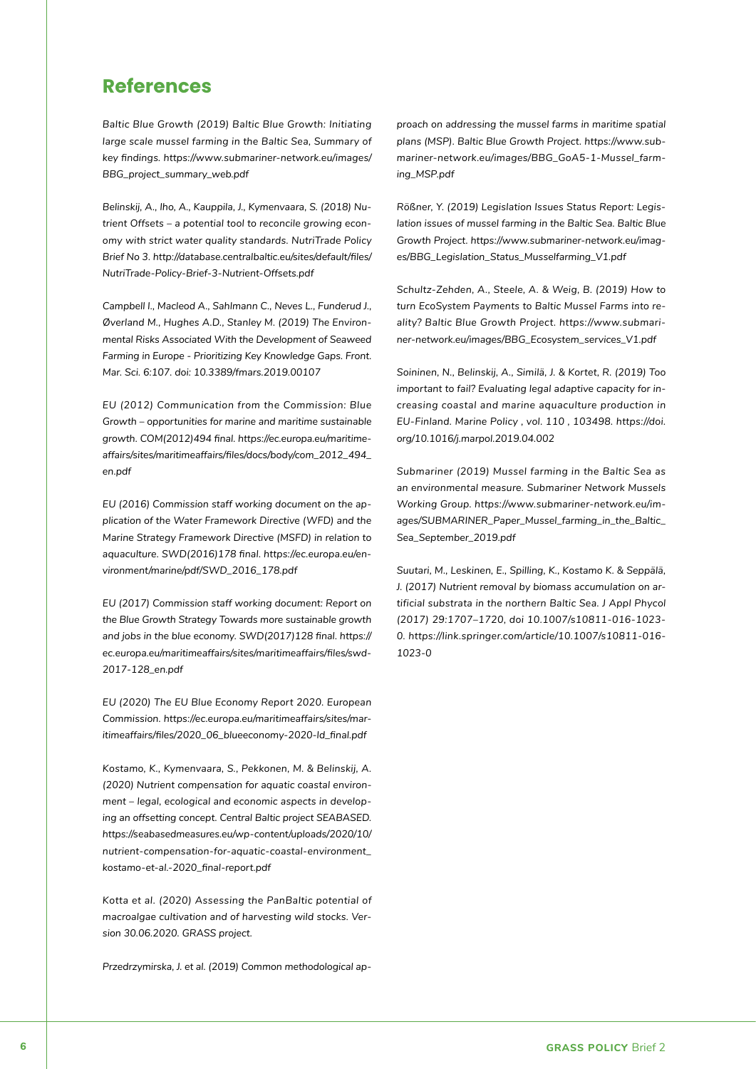## References

*Baltic Blue Growth (2019) Baltic Blue Growth: Initiating large scale mussel farming in the Baltic Sea, Summary of key findings. https://www.submariner-network.eu/images/BBG_project_summary_web.pdf*

*Belinskij, A., Iho, A., Kauppila, J., Kymenvaara, S. (2018) Nutrient Offsets – a potential tool to reconcile growing economy with strict water quality standards. NutriTrade Policy Brief No 3. http://database.centralbaltic.eu/sites/default/files/NutriTrade-Policy-Brief-3-Nutrient-Offsets.pdf*

*Campbell I., Macleod A., Sahlmann C., Neves L., Funderud J., Øverland M., Hughes A.D., Stanley M. (2019) The Environmental Risks Associated With the Development of Seaweed Farming in Europe - Prioritizing Key Knowledge Gaps. Front. Mar. Sci. 6:107. doi: 10.3389/fmars.2019.00107*

*EU (2012) Communication from the Commission: Blue Growth – opportunities for marine and maritime sustainable growth. COM(2012)494 final. https://ec.europa.eu/maritimeaffairs/sites/maritimeaffairs/files/docs/body/com_2012_494_en.pdf*

*EU (2016) Commission staff working document on the application of the Water Framework Directive (WFD) and the Marine Strategy Framework Directive (MSFD) in relation to aquaculture. SWD(2016)178 final. https://ec.europa.eu/environment/marine/pdf/SWD_2016_178.pdf*

*EU (2017) Commission staff working document: Report on the Blue Growth Strategy Towards more sustainable growth and jobs in the blue economy. SWD(2017)128 final. https://ec.europa.eu/maritimeaffairs/sites/maritimeaffairs/files/swd-2017-128_en.pdf*

*EU (2020) The EU Blue Economy Report 2020. European Commission. https://ec.europa.eu/maritimeaffairs/sites/maritimeaffairs/files/2020_06_blueeconomy-2020-ld_final.pdf*

*Kostamo, K., Kymenvaara, S., Pekkonen, M. & Belinskij, A. (2020) Nutrient compensation for aquatic coastal environment – legal, ecological and economic aspects in developing an offsetting concept. Central Baltic project SEABASED. https://seabasedmeasures.eu/wp-content/uploads/2020/10/nutrient-compensation-for-aquatic-coastal-environment_kostamo-et-al.-2020_final-report.pdf*

*Kotta et al. (2020) Assessing the PanBaltic potential of macroalgae cultivation and of harvesting wild stocks. Version 30.06.2020. GRASS project.*

*Przedrzymirska, J. et al. (2019) Common methodological approach on addressing the mussel farms in maritime spatial plans (MSP). Baltic Blue Growth Project. https://www.submariner-network.eu/images/BBG_GoA5-1-Mussel_farming_MSP.pdf*

*Rößner, Y. (2019) Legislation Issues Status Report: Legislation issues of mussel farming in the Baltic Sea. Baltic Blue Growth Project. https://www.submariner-network.eu/images/BBG_Legislation_Status_Musselfarming_V1.pdf*

*Schultz-Zehden, A., Steele, A. & Weig, B. (2019) How to turn EcoSystem Payments to Baltic Mussel Farms into reality? Baltic Blue Growth Project. https://www.submariner-network.eu/images/BBG_Ecosystem_services_V1.pdf*

*Soininen, N., Belinskij, A., Similä, J. & Kortet, R. (2019) Too important to fail? Evaluating legal adaptive capacity for increasing coastal and marine aquaculture production in EU-Finland. Marine Policy , vol. 110 , 103498. https://doi.org/10.1016/j.marpol.2019.04.002*

*Submariner (2019) Mussel farming in the Baltic Sea as an environmental measure. Submariner Network Mussels Working Group. https://www.submariner-network.eu/images/SUBMARINER_Paper_Mussel_farming_in_the_Baltic_Sea_September_2019.pdf*

*Suutari, M., Leskinen, E., Spilling, K., Kostamo K. & Seppälä, J. (2017) Nutrient removal by biomass accumulation on artificial substrata in the northern Baltic Sea. J Appl Phycol (2017) 29:1707–1720, doi 10.1007/s10811-016-1023-0. https://link.springer.com/article/10.1007/s10811-016-1023-0*